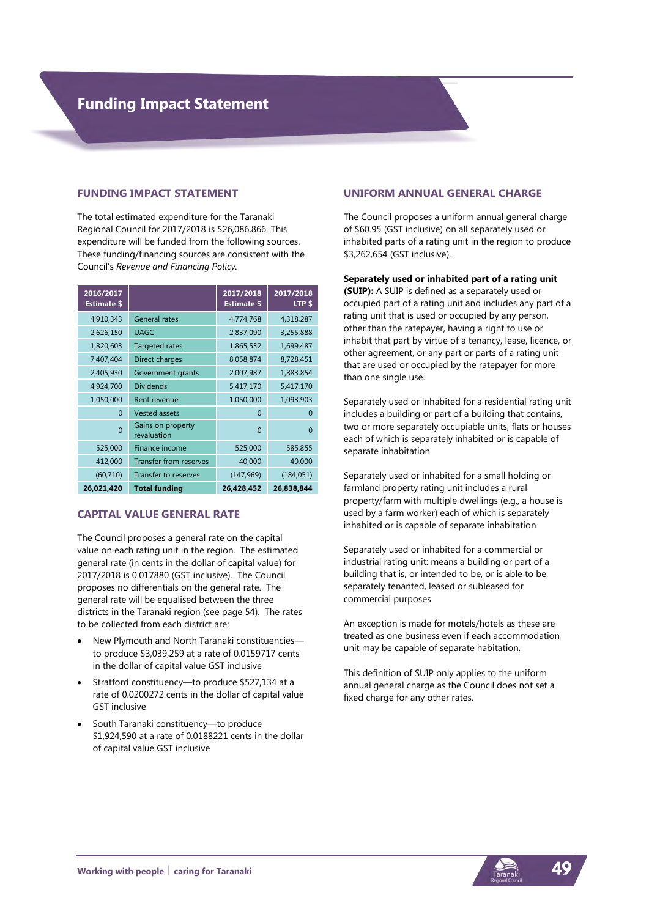# Funding Impact Statement

## FUNDING IMPACT STATEMENT

The total estimated expenditure for the Taranaki Regional Council for 2017/2018 is $26,086,866. This expenditure will be funded from the following sources. These funding/financing sources are consistent with the Council's *Revenue and Financing Policy*.

| 2016/2017 Estimate $ | | 2017/2018 Estimate $ | 2017/2018 LTP $ |
|---|---|---|---|
| 4,910,343 | General rates | 4,774,768 | 4,318,287 |
| 2,626,150 | UAGC | 2,837,090 | 3,255,888 |
| 1,820,603 | Targeted rates | 1,865,532 | 1,699,487 |
| 7,407,404 | Direct charges | 8,058,874 | 8,728,451 |
| 2,405,930 | Government grants | 2,007,987 | 1,883,854 |
| 4,924,700 | Dividends | 5,417,170 | 5,417,170 |
| 1,050,000 | Rent revenue | 1,050,000 | 1,093,903 |
| 0 | Vested assets | 0 | 0 |
| 0 | Gains on property revaluation | 0 | 0 |
| 525,000 | Finance income | 525,000 | 585,855 |
| 412,000 | Transfer from reserves | 40,000 | 40,000 |
| (60,710) | Transfer to reserves | (147,969) | (184,051) |
| **26,021,420** | **Total funding** | **26,428,452** | **26,838,844** |

## CAPITAL VALUE GENERAL RATE

The Council proposes a general rate on the capital value on each rating unit in the region. The estimated general rate (in cents in the dollar of capital value) for 2017/2018 is 0.017880 (GST inclusive). The Council proposes no differentials on the general rate. The general rate will be equalised between the three districts in the Taranaki region (see page 54). The rates to be collected from each district are:

- New Plymouth and North Taranaki constituencies—to produce $3,039,259 at a rate of 0.0159717 cents in the dollar of capital value GST inclusive
- Stratford constituency—to produce $527,134 at a rate of 0.0200272 cents in the dollar of capital value GST inclusive
- South Taranaki constituency—to produce $1,924,590 at a rate of 0.0188221 cents in the dollar of capital value GST inclusive

## UNIFORM ANNUAL GENERAL CHARGE

The Council proposes a uniform annual general charge of $60.95 (GST inclusive) on all separately used or inhabited parts of a rating unit in the region to produce $3,262,654 (GST inclusive).

**Separately used or inhabited part of a rating unit (SUIP):** A SUIP is defined as a separately used or occupied part of a rating unit and includes any part of a rating unit that is used or occupied by any person, other than the ratepayer, having a right to use or inhabit that part by virtue of a tenancy, lease, licence, or other agreement, or any part or parts of a rating unit that are used or occupied by the ratepayer for more than one single use.

Separately used or inhabited for a residential rating unit includes a building or part of a building that contains, two or more separately occupiable units, flats or houses each of which is separately inhabited or is capable of separate inhabitation

Separately used or inhabited for a small holding or farmland property rating unit includes a rural property/farm with multiple dwellings (e.g., a house is used by a farm worker) each of which is separately inhabited or is capable of separate inhabitation

Separately used or inhabited for a commercial or industrial rating unit: means a building or part of a building that is, or intended to be, or is able to be, separately tenanted, leased or subleased for commercial purposes

An exception is made for motels/hotels as these are treated as one business even if each accommodation unit may be capable of separate habitation.

This definition of SUIP only applies to the uniform annual general charge as the Council does not set a fixed charge for any other rates.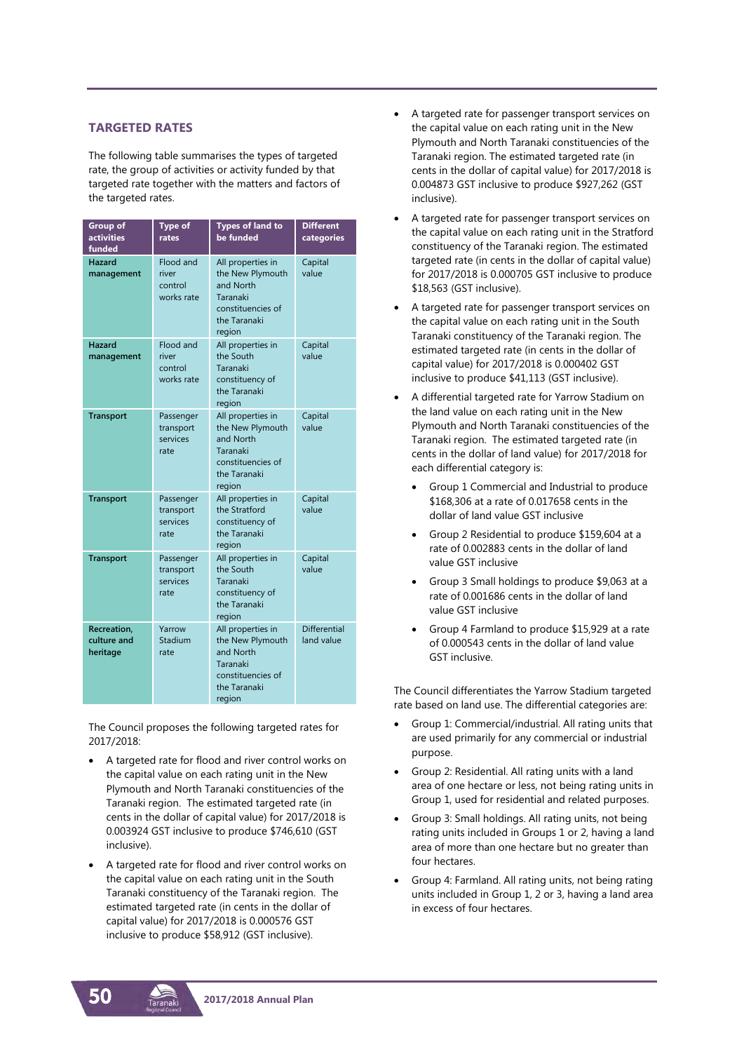## TARGETED RATES

The following table summarises the types of targeted rate, the group of activities or activity funded by that targeted rate together with the matters and factors of the targeted rates.

| Group of activities funded | Type of rates | Types of land to be funded | Different categories |
|---|---|---|---|
| **Hazard management** | Flood and river control works rate | All properties in the New Plymouth and North Taranaki constituencies of the Taranaki region | Capital value |
| **Hazard management** | Flood and river control works rate | All properties in the South Taranaki constituency of the Taranaki region | Capital value |
| **Transport** | Passenger transport services rate | All properties in the New Plymouth and North Taranaki constituencies of the Taranaki region | Capital value |
| **Transport** | Passenger transport services rate | All properties in the Stratford constituency of the Taranaki region | Capital value |
| **Transport** | Passenger transport services rate | All properties in the South Taranaki constituency of the Taranaki region | Capital value |
| **Recreation, culture and heritage** | Yarrow Stadium rate | All properties in the New Plymouth and North Taranaki constituencies of the Taranaki region | Differential land value |

The Council proposes the following targeted rates for 2017/2018:

- A targeted rate for flood and river control works on the capital value on each rating unit in the New Plymouth and North Taranaki constituencies of the Taranaki region. The estimated targeted rate (in cents in the dollar of capital value) for 2017/2018 is 0.003924 GST inclusive to produce $746,610 (GST inclusive).
- A targeted rate for flood and river control works on the capital value on each rating unit in the South Taranaki constituency of the Taranaki region. The estimated targeted rate (in cents in the dollar of capital value) for 2017/2018 is 0.000576 GST inclusive to produce $58,912 (GST inclusive).
- A targeted rate for passenger transport services on the capital value on each rating unit in the New Plymouth and North Taranaki constituencies of the Taranaki region. The estimated targeted rate (in cents in the dollar of capital value) for 2017/2018 is 0.004873 GST inclusive to produce $927,262 (GST inclusive).
- A targeted rate for passenger transport services on the capital value on each rating unit in the Stratford constituency of the Taranaki region. The estimated targeted rate (in cents in the dollar of capital value) for 2017/2018 is 0.000705 GST inclusive to produce $18,563 (GST inclusive).
- A targeted rate for passenger transport services on the capital value on each rating unit in the South Taranaki constituency of the Taranaki region. The estimated targeted rate (in cents in the dollar of capital value) for 2017/2018 is 0.000402 GST inclusive to produce $41,113 (GST inclusive).
- A differential targeted rate for Yarrow Stadium on the land value on each rating unit in the New Plymouth and North Taranaki constituencies of the Taranaki region. The estimated targeted rate (in cents in the dollar of land value) for 2017/2018 for each differential category is:
  - Group 1 Commercial and Industrial to produce $168,306 at a rate of 0.017658 cents in the dollar of land value GST inclusive
  - Group 2 Residential to produce $159,604 at a rate of 0.002883 cents in the dollar of land value GST inclusive
  - Group 3 Small holdings to produce $9,063 at a rate of 0.001686 cents in the dollar of land value GST inclusive
  - Group 4 Farmland to produce $15,929 at a rate of 0.000543 cents in the dollar of land value GST inclusive.

The Council differentiates the Yarrow Stadium targeted rate based on land use. The differential categories are:

- Group 1: Commercial/industrial. All rating units that are used primarily for any commercial or industrial purpose.
- Group 2: Residential. All rating units with a land area of one hectare or less, not being rating units in Group 1, used for residential and related purposes.
- Group 3: Small holdings. All rating units, not being rating units included in Groups 1 or 2, having a land area of more than one hectare but no greater than four hectares.
- Group 4: Farmland. All rating units, not being rating units included in Group 1, 2 or 3, having a land area in excess of four hectares.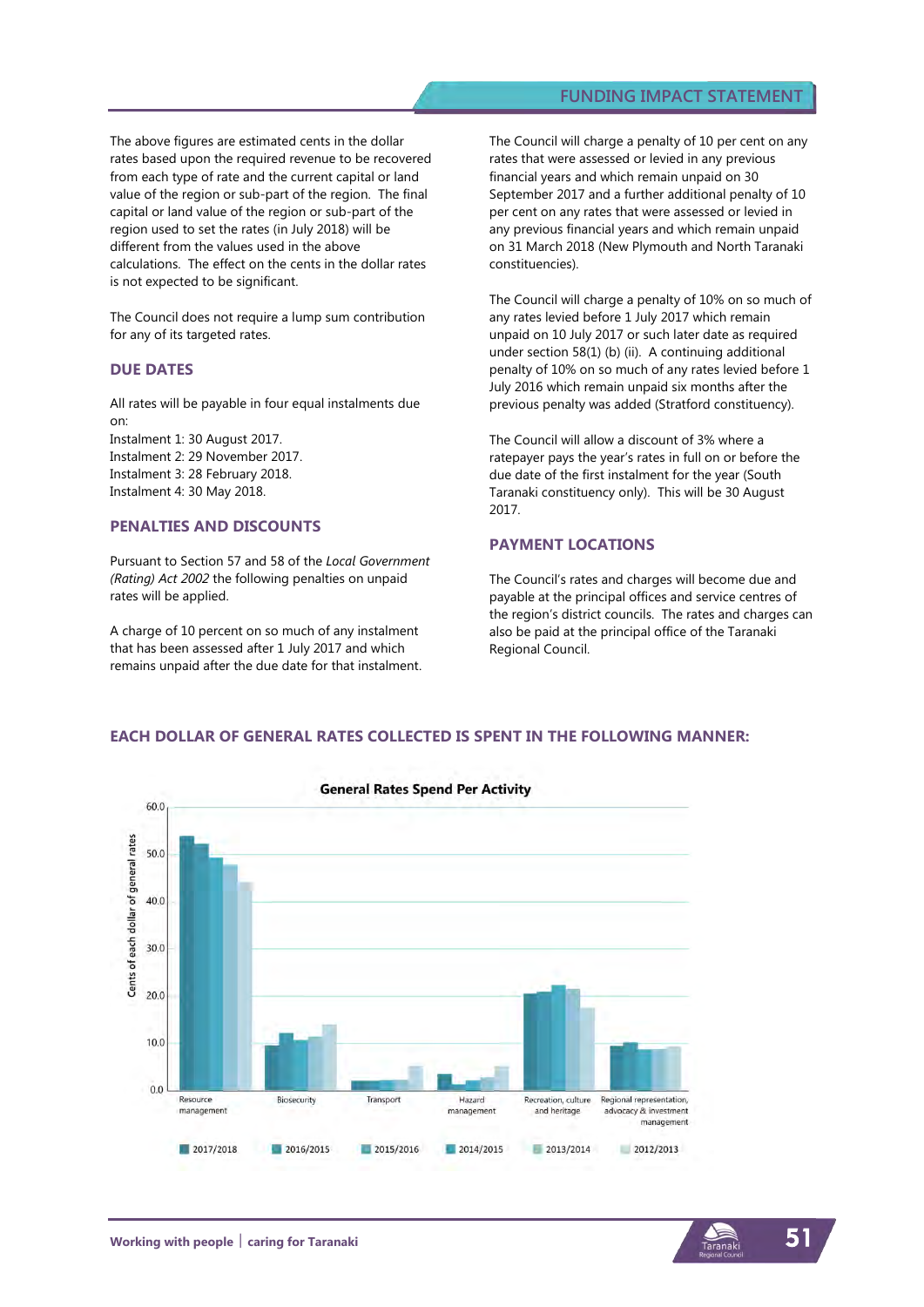The above figures are estimated cents in the dollar rates based upon the required revenue to be recovered from each type of rate and the current capital or land value of the region or sub-part of the region. The final capital or land value of the region or sub-part of the region used to set the rates (in July 2018) will be different from the values used in the above calculations. The effect on the cents in the dollar rates is not expected to be significant.

The Council does not require a lump sum contribution for any of its targeted rates.

## DUE DATES

All rates will be payable in four equal instalments due on:
Instalment 1: 30 August 2017.
Instalment 2: 29 November 2017.
Instalment 3: 28 February 2018.
Instalment 4: 30 May 2018.

## PENALTIES AND DISCOUNTS

Pursuant to Section 57 and 58 of the *Local Government (Rating) Act 2002* the following penalties on unpaid rates will be applied.

A charge of 10 percent on so much of any instalment that has been assessed after 1 July 2017 and which remains unpaid after the due date for that instalment.

The Council will charge a penalty of 10 per cent on any rates that were assessed or levied in any previous financial years and which remain unpaid on 30 September 2017 and a further additional penalty of 10 per cent on any rates that were assessed or levied in any previous financial years and which remain unpaid on 31 March 2018 (New Plymouth and North Taranaki constituencies).

The Council will charge a penalty of 10% on so much of any rates levied before 1 July 2017 which remain unpaid on 10 July 2017 or such later date as required under section 58(1) (b) (ii). A continuing additional penalty of 10% on so much of any rates levied before 1 July 2016 which remain unpaid six months after the previous penalty was added (Stratford constituency).

The Council will allow a discount of 3% where a ratepayer pays the year's rates in full on or before the due date of the first instalment for the year (South Taranaki constituency only). This will be 30 August 2017.

## PAYMENT LOCATIONS

The Council's rates and charges will become due and payable at the principal offices and service centres of the region's district councils. The rates and charges can also be paid at the principal office of the Taranaki Regional Council.

## EACH DOLLAR OF GENERAL RATES COLLECTED IS SPENT IN THE FOLLOWING MANNER:

**General Rates Spend Per Activity**

Y-axis: Cents of each dollar of general rates (0.0–60.0)

Categories: Resource management; Biosecurity; Transport; Hazard management; Recreation, culture and heritage; Regional representation, advocacy & investment management

Legend: 2017/2018, 2016/2015, 2015/2016, 2014/2015, 2013/2014, 2012/2013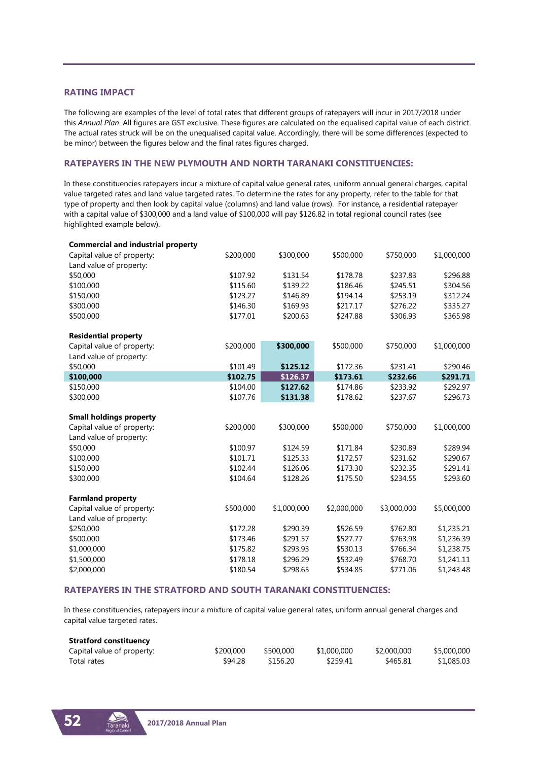## RATING IMPACT

The following are examples of the level of total rates that different groups of ratepayers will incur in 2017/2018 under this *Annual Plan*. All figures are GST exclusive. These figures are calculated on the equalised capital value of each district. The actual rates struck will be on the unequalised capital value. Accordingly, there will be some differences (expected to be minor) between the figures below and the final rates figures charged.

### RATEPAYERS IN THE NEW PLYMOUTH AND NORTH TARANAKI CONSTITUENCIES:

In these constituencies ratepayers incur a mixture of capital value general rates, uniform annual general charges, capital value targeted rates and land value targeted rates. To determine the rates for any property, refer to the table for that type of property and then look by capital value (columns) and land value (rows). For instance, a residential ratepayer with a capital value of $300,000 and a land value of $100,000 will pay $126.82 in total regional council rates (see highlighted example below).

| **Commercial and industrial property** | | | | | |
|---|---|---|---|---|---|
| Capital value of property: | $200,000 | $300,000 | $500,000 | $750,000 | $1,000,000 |
| Land value of property: | | | | | |
| $50,000 | $107.92 | $131.54 | $178.78 | $237.83 | $296.88 |
| $100,000 | $115.60 | $139.22 | $186.46 | $245.51 | $304.56 |
| $150,000 | $123.27 | $146.89 | $194.14 | $253.19 | $312.24 |
| $300,000 | $146.30 | $169.93 | $217.17 | $276.22 | $335.27 |
| $500,000 | $177.01 | $200.63 | $247.88 | $306.93 | $365.98 |

| **Residential property** | | | | | |
|---|---|---|---|---|---|
| Capital value of property: | $200,000 | **$300,000** | $500,000 | $750,000 | $1,000,000 |
| Land value of property: | | | | | |
| $50,000 | $101.49 | **$125.12** | $172.36 | $231.41 | $290.46 |
| **$100,000** | **$102.75** | **$126.37** | **$173.61** | **$232.66** | **$291.71** |
| $150,000 | $104.00 | **$127.62** | $174.86 | $233.92 | $292.97 |
| $300,000 | $107.76 | **$131.38** | $178.62 | $237.67 | $296.73 |

| **Small holdings property** | | | | | |
|---|---|---|---|---|---|
| Capital value of property: | $200,000 | $300,000 | $500,000 | $750,000 | $1,000,000 |
| Land value of property: | | | | | |
| $50,000 | $100.97 | $124.59 | $171.84 | $230.89 | $289.94 |
| $100,000 | $101.71 | $125.33 | $172.57 | $231.62 | $290.67 |
| $150,000 | $102.44 | $126.06 | $173.30 | $232.35 | $291.41 |
| $300,000 | $104.64 | $128.26 | $175.50 | $234.55 | $293.60 |

| **Farmland property** | | | | | |
|---|---|---|---|---|---|
| Capital value of property: | $500,000 | $1,000,000 | $2,000,000 | $3,000,000 | $5,000,000 |
| Land value of property: | | | | | |
| $250,000 | $172.28 | $290.39 | $526.59 | $762.80 | $1,235.21 |
| $500,000 | $173.46 | $291.57 | $527.77 | $763.98 | $1,236.39 |
| $1,000,000 | $175.82 | $293.93 | $530.13 | $766.34 | $1,238.75 |
| $1,500,000 | $178.18 | $296.29 | $532.49 | $768.70 | $1,241.11 |
| $2,000,000 | $180.54 | $298.65 | $534.85 | $771.06 | $1,243.48 |

### RATEPAYERS IN THE STRATFORD AND SOUTH TARANAKI CONSTITUENCIES:

In these constituencies, ratepayers incur a mixture of capital value general rates, uniform annual general charges and capital value targeted rates.

| **Stratford constituency** | | | | | |
|---|---|---|---|---|---|
| Capital value of property: | $200,000 | $500,000 | $1,000,000 | $2,000,000 | $5,000,000 |
| Total rates | $94.28 | $156.20 | $259.41 | $465.81 | $1,085.03 |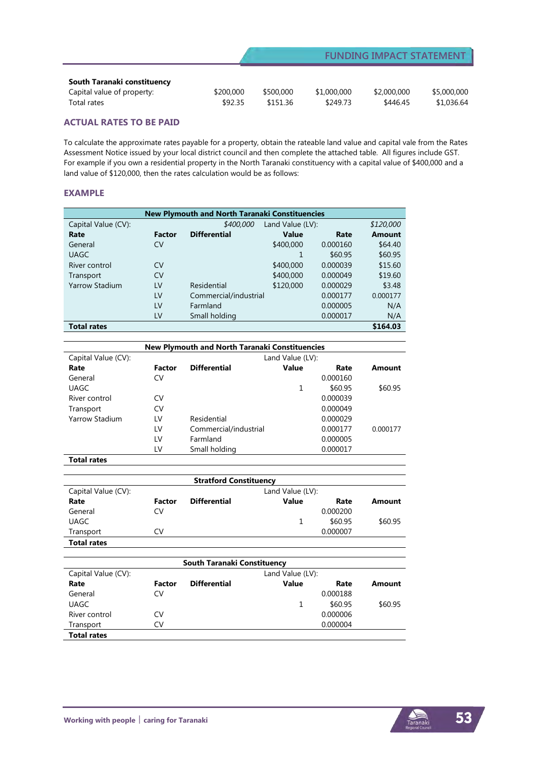| **South Taranaki constituency** | | | | | |
|---|---|---|---|---|---|
| Capital value of property: | $200,000 | $500,000 | $1,000,000 | $2,000,000 | $5,000,000 |
| Total rates | $92.35 | $151.36 | $249.73 | $446.45 | $1,036.64 |

## ACTUAL RATES TO BE PAID

To calculate the approximate rates payable for a property, obtain the rateable land value and capital vale from the Rates Assessment Notice issued by your local district council and then complete the attached table. All figures include GST. For example if you own a residential property in the North Taranaki constituency with a capital value of $400,000 and a land value of $120,000, then the rates calculation would be as follows:

## EXAMPLE

| New Plymouth and North Taranaki Constituencies | | | | | |
|---|---|---|---|---|---|
| Capital Value (CV): | | *$400,000* | Land Value (LV): | | *$120,000* |
| **Rate** | **Factor** | **Differential** | **Value** | **Rate** | **Amount** |
| General | CV | | $400,000 | 0.000160 | $64.40 |
| UAGC | | | 1 | $60.95 | $60.95 |
| River control | CV | | $400,000 | 0.000039 | $15.60 |
| Transport | CV | | $400,000 | 0.000049 | $19.60 |
| Yarrow Stadium | LV | Residential | $120,000 | 0.000029 | $3.48 |
| | LV | Commercial/industrial | | 0.000177 | 0.000177 |
| | LV | Farmland | | 0.000005 | N/A |
| | LV | Small holding | | 0.000017 | N/A |
| **Total rates** | | | | | **$164.03** |

| New Plymouth and North Taranaki Constituencies | | | | | |
|---|---|---|---|---|---|
| Capital Value (CV): | | | Land Value (LV): | | |
| **Rate** | **Factor** | **Differential** | **Value** | **Rate** | **Amount** |
| General | CV | | | 0.000160 | |
| UAGC | | | 1 | $60.95 | $60.95 |
| River control | CV | | | 0.000039 | |
| Transport | CV | | | 0.000049 | |
| Yarrow Stadium | LV | Residential | | 0.000029 | |
| | LV | Commercial/industrial | | 0.000177 | 0.000177 |
| | LV | Farmland | | 0.000005 | |
| | LV | Small holding | | 0.000017 | |
| **Total rates** | | | | | |

| Stratford Constituency | | | | | |
|---|---|---|---|---|---|
| Capital Value (CV): | | | Land Value (LV): | | |
| **Rate** | **Factor** | **Differential** | **Value** | **Rate** | **Amount** |
| General | CV | | | 0.000200 | |
| UAGC | | | 1 | $60.95 | $60.95 |
| Transport | CV | | | 0.000007 | |
| **Total rates** | | | | | |

| South Taranaki Constituency | | | | | |
|---|---|---|---|---|---|
| Capital Value (CV): | | | Land Value (LV): | | |
| **Rate** | **Factor** | **Differential** | **Value** | **Rate** | **Amount** |
| General | CV | | | 0.000188 | |
| UAGC | | | 1 | $60.95 | $60.95 |
| River control | CV | | | 0.000006 | |
| Transport | CV | | | 0.000004 | |
| **Total rates** | | | | | |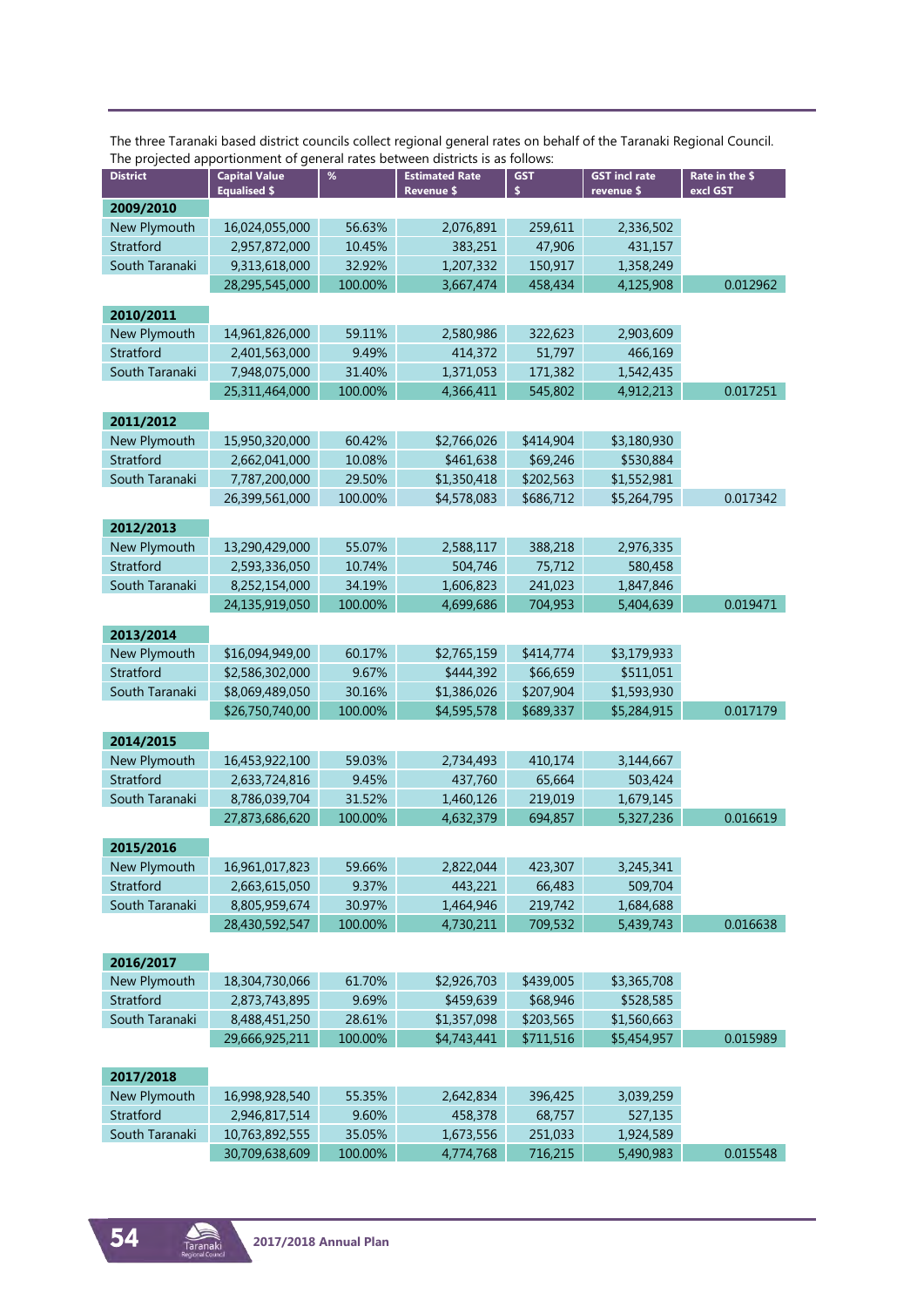The three Taranaki based district councils collect regional general rates on behalf of the Taranaki Regional Council. The projected apportionment of general rates between districts is as follows:

| District | Capital Value Equalised $ | % | Estimated Rate Revenue $ | GST $ | GST incl rate revenue $ | Rate in the $ excl GST |
|---|---|---|---|---|---|---|
| **2009/2010** | | | | | | |
| New Plymouth | 16,024,055,000 | 56.63% | 2,076,891 | 259,611 | 2,336,502 | |
| Stratford | 2,957,872,000 | 10.45% | 383,251 | 47,906 | 431,157 | |
| South Taranaki | 9,313,618,000 | 32.92% | 1,207,332 | 150,917 | 1,358,249 | |
| | 28,295,545,000 | 100.00% | 3,667,474 | 458,434 | 4,125,908 | 0.012962 |
| **2010/2011** | | | | | | |
| New Plymouth | 14,961,826,000 | 59.11% | 2,580,986 | 322,623 | 2,903,609 | |
| Stratford | 2,401,563,000 | 9.49% | 414,372 | 51,797 | 466,169 | |
| South Taranaki | 7,948,075,000 | 31.40% | 1,371,053 | 171,382 | 1,542,435 | |
| | 25,311,464,000 | 100.00% | 4,366,411 | 545,802 | 4,912,213 | 0.017251 |
| **2011/2012** | | | | | | |
| New Plymouth | 15,950,320,000 | 60.42% | $2,766,026 | $414,904 | $3,180,930 | |
| Stratford | 2,662,041,000 | 10.08% | $461,638 | $69,246 | $530,884 | |
| South Taranaki | 7,787,200,000 | 29.50% | $1,350,418 | $202,563 | $1,552,981 | |
| | 26,399,561,000 | 100.00% | $4,578,083 | $686,712 | $5,264,795 | 0.017342 |
| **2012/2013** | | | | | | |
| New Plymouth | 13,290,429,000 | 55.07% | 2,588,117 | 388,218 | 2,976,335 | |
| Stratford | 2,593,336,050 | 10.74% | 504,746 | 75,712 | 580,458 | |
| South Taranaki | 8,252,154,000 | 34.19% | 1,606,823 | 241,023 | 1,847,846 | |
| | 24,135,919,050 | 100.00% | 4,699,686 | 704,953 | 5,404,639 | 0.019471 |
| **2013/2014** | | | | | | |
| New Plymouth | $16,094,949,00 | 60.17% | $2,765,159 | $414,774 | $3,179,933 | |
| Stratford | $2,586,302,000 | 9.67% | $444,392 | $66,659 | $511,051 | |
| South Taranaki | $8,069,489,050 | 30.16% | $1,386,026 | $207,904 | $1,593,930 | |
| | $26,750,740,00 | 100.00% | $4,595,578 | $689,337 | $5,284,915 | 0.017179 |
| **2014/2015** | | | | | | |
| New Plymouth | 16,453,922,100 | 59.03% | 2,734,493 | 410,174 | 3,144,667 | |
| Stratford | 2,633,724,816 | 9.45% | 437,760 | 65,664 | 503,424 | |
| South Taranaki | 8,786,039,704 | 31.52% | 1,460,126 | 219,019 | 1,679,145 | |
| | 27,873,686,620 | 100.00% | 4,632,379 | 694,857 | 5,327,236 | 0.016619 |
| **2015/2016** | | | | | | |
| New Plymouth | 16,961,017,823 | 59.66% | 2,822,044 | 423,307 | 3,245,341 | |
| Stratford | 2,663,615,050 | 9.37% | 443,221 | 66,483 | 509,704 | |
| South Taranaki | 8,805,959,674 | 30.97% | 1,464,946 | 219,742 | 1,684,688 | |
| | 28,430,592,547 | 100.00% | 4,730,211 | 709,532 | 5,439,743 | 0.016638 |
| **2016/2017** | | | | | | |
| New Plymouth | 18,304,730,066 | 61.70% | $2,926,703 | $439,005 | $3,365,708 | |
| Stratford | 2,873,743,895 | 9.69% | $459,639 | $68,946 | $528,585 | |
| South Taranaki | 8,488,451,250 | 28.61% | $1,357,098 | $203,565 | $1,560,663 | |
| | 29,666,925,211 | 100.00% | $4,743,441 | $711,516 | $5,454,957 | 0.015989 |
| **2017/2018** | | | | | | |
| New Plymouth | 16,998,928,540 | 55.35% | 2,642,834 | 396,425 | 3,039,259 | |
| Stratford | 2,946,817,514 | 9.60% | 458,378 | 68,757 | 527,135 | |
| South Taranaki | 10,763,892,555 | 35.05% | 1,673,556 | 251,033 | 1,924,589 | |
| | 30,709,638,609 | 100.00% | 4,774,768 | 716,215 | 5,490,983 | 0.015548 |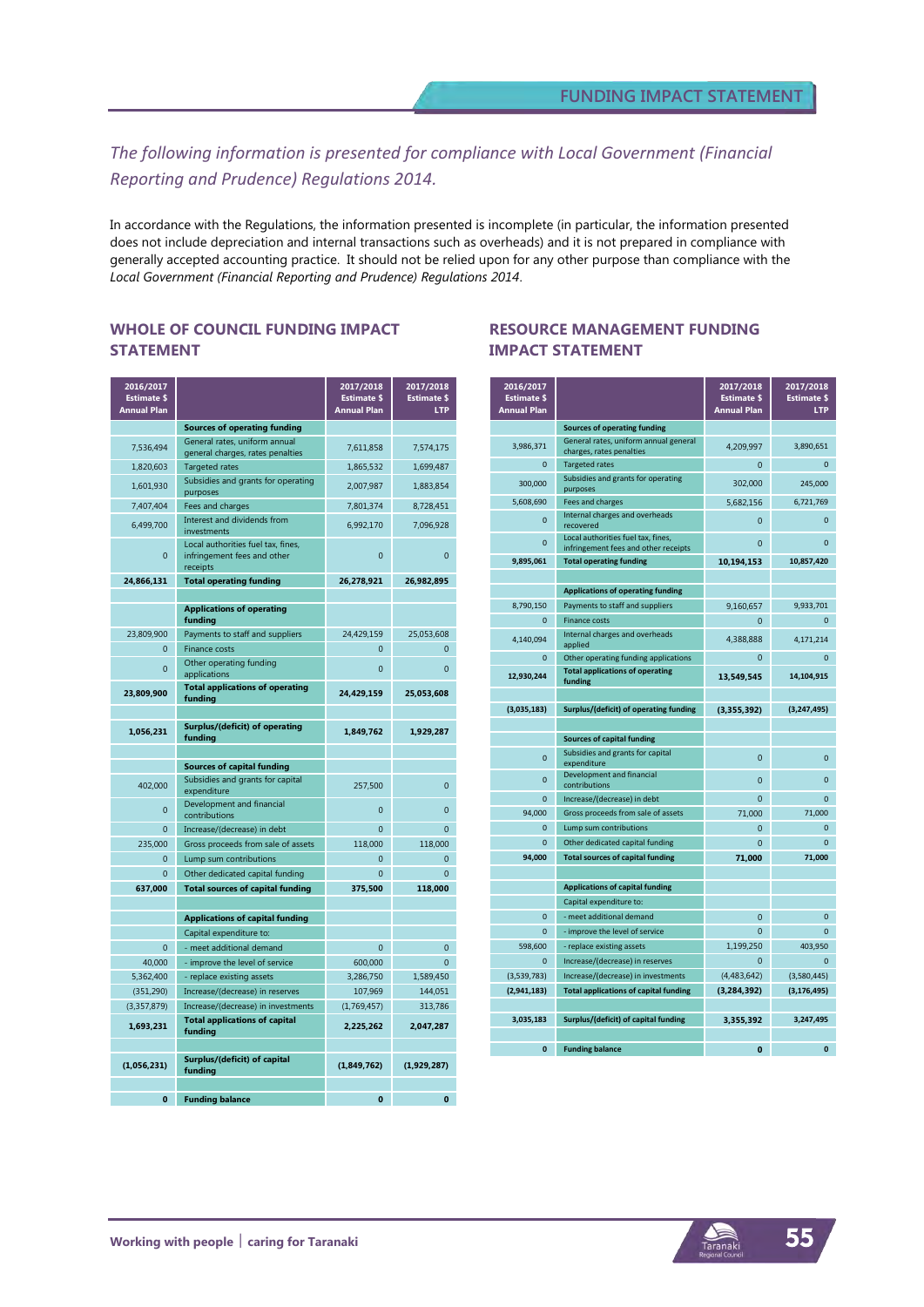*The following information is presented for compliance with Local Government (Financial Reporting and Prudence) Regulations 2014.*

In accordance with the Regulations, the information presented is incomplete (in particular, the information presented does not include depreciation and internal transactions such as overheads) and it is not prepared in compliance with generally accepted accounting practice. It should not be relied upon for any other purpose than compliance with the *Local Government (Financial Reporting and Prudence) Regulations 2014.*

## WHOLE OF COUNCIL FUNDING IMPACT STATEMENT

| 2016/2017 Estimate $ Annual Plan | | 2017/2018 Estimate $ Annual Plan | 2017/2018 Estimate $ LTP |
|---|---|---|---|
| | **Sources of operating funding** | | |
| 7,536,494 | General rates, uniform annual general charges, rates penalties | 7,611,858 | 7,574,175 |
| 1,820,603 | Targeted rates | 1,865,532 | 1,699,487 |
| 1,601,930 | Subsidies and grants for operating purposes | 2,007,987 | 1,883,854 |
| 7,407,404 | Fees and charges | 7,801,374 | 8,728,451 |
| 6,499,700 | Interest and dividends from investments | 6,992,170 | 7,096,928 |
| 0 | Local authorities fuel tax, fines, infringement fees and other receipts | 0 | 0 |
| **24,866,131** | **Total operating funding** | **26,278,921** | **26,982,895** |
| | | | |
| | **Applications of operating funding** | | |
| 23,809,900 | Payments to staff and suppliers | 24,429,159 | 25,053,608 |
| 0 | Finance costs | 0 | 0 |
| 0 | Other operating funding applications | 0 | 0 |
| **23,809,900** | **Total applications of operating funding** | **24,429,159** | **25,053,608** |
| | | | |
| **1,056,231** | **Surplus/(deficit) of operating funding** | **1,849,762** | **1,929,287** |
| | | | |
| | **Sources of capital funding** | | |
| 402,000 | Subsidies and grants for capital expenditure | 257,500 | 0 |
| 0 | Development and financial contributions | 0 | 0 |
| 0 | Increase/(decrease) in debt | 0 | 0 |
| 235,000 | Gross proceeds from sale of assets | 118,000 | 118,000 |
| 0 | Lump sum contributions | 0 | 0 |
| 0 | Other dedicated capital funding | 0 | 0 |
| **637,000** | **Total sources of capital funding** | **375,500** | **118,000** |
| | | | |
| | **Applications of capital funding** | | |
| | Capital expenditure to: | | |
| 0 | - meet additional demand | 0 | 0 |
| 40,000 | - improve the level of service | 600,000 | 0 |
| 5,362,400 | - replace existing assets | 3,286,750 | 1,589,450 |
| (351,290) | Increase/(decrease) in reserves | 107,969 | 144,051 |
| (3,357,879) | Increase/(decrease) in investments | (1,769,457) | 313,786 |
| **1,693,231** | **Total applications of capital funding** | **2,225,262** | **2,047,287** |
| | | | |
| **(1,056,231)** | **Surplus/(deficit) of capital funding** | **(1,849,762)** | **(1,929,287)** |
| | | | |
| **0** | **Funding balance** | **0** | **0** |

## RESOURCE MANAGEMENT FUNDING IMPACT STATEMENT

| 2016/2017 Estimate $ Annual Plan | | 2017/2018 Estimate $ Annual Plan | 2017/2018 Estimate $ LTP |
|---|---|---|---|
| | **Sources of operating funding** | | |
| 3,986,371 | General rates, uniform annual general charges, rates penalties | 4,209,997 | 3,890,651 |
| 0 | Targeted rates | 0 | 0 |
| 300,000 | Subsidies and grants for operating purposes | 302,000 | 245,000 |
| 5,608,690 | Fees and charges | 5,682,156 | 6,721,769 |
| 0 | Internal charges and overheads recovered | 0 | 0 |
| 0 | Local authorities fuel tax, fines, infringement fees and other receipts | 0 | 0 |
| **9,895,061** | **Total operating funding** | **10,194,153** | **10,857,420** |
| | | | |
| | **Applications of operating funding** | | |
| 8,790,150 | Payments to staff and suppliers | 9,160,657 | 9,933,701 |
| 0 | Finance costs | 0 | 0 |
| 4,140,094 | Internal charges and overheads applied | 4,388,888 | 4,171,214 |
| 0 | Other operating funding applications | 0 | 0 |
| **12,930,244** | **Total applications of operating funding** | **13,549,545** | **14,104,915** |
| | | | |
| **(3,035,183)** | **Surplus/(deficit) of operating funding** | **(3,355,392)** | **(3,247,495)** |
| | | | |
| | **Sources of capital funding** | | |
| 0 | Subsidies and grants for capital expenditure | 0 | 0 |
| 0 | Development and financial contributions | 0 | 0 |
| 0 | Increase/(decrease) in debt | 0 | 0 |
| 94,000 | Gross proceeds from sale of assets | 71,000 | 71,000 |
| 0 | Lump sum contributions | 0 | 0 |
| 0 | Other dedicated capital funding | 0 | 0 |
| **94,000** | **Total sources of capital funding** | **71,000** | **71,000** |
| | | | |
| | **Applications of capital funding** | | |
| | Capital expenditure to: | | |
| 0 | - meet additional demand | 0 | 0 |
| 0 | - improve the level of service | 0 | 0 |
| 598,600 | - replace existing assets | 1,199,250 | 403,950 |
| 0 | Increase/(decrease) in reserves | 0 | 0 |
| (3,539,783) | Increase/(decrease) in investments | (4,483,642) | (3,580,445) |
| **(2,941,183)** | **Total applications of capital funding** | **(3,284,392)** | **(3,176,495)** |
| | | | |
| **3,035,183** | **Surplus/(deficit) of capital funding** | **3,355,392** | **3,247,495** |
| | | | |
| **0** | **Funding balance** | **0** | **0** |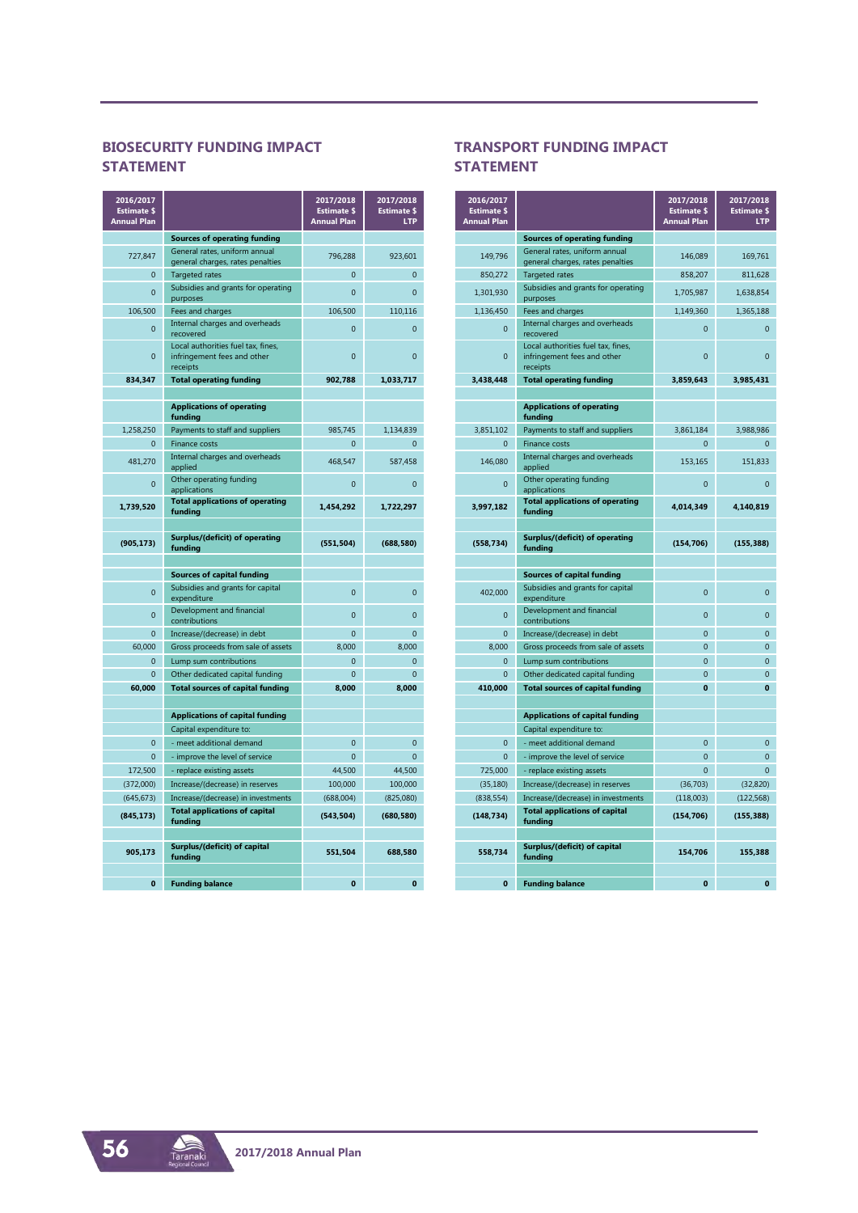## BIOSECURITY FUNDING IMPACT STATEMENT

| 2016/2017 Estimate $ Annual Plan | | 2017/2018 Estimate $ Annual Plan | 2017/2018 Estimate $ LTP |
|---|---|---|---|
| | **Sources of operating funding** | | |
| 727,847 | General rates, uniform annual general charges, rates penalties | 796,288 | 923,601 |
| 0 | Targeted rates | 0 | 0 |
| 0 | Subsidies and grants for operating purposes | 0 | 0 |
| 106,500 | Fees and charges | 106,500 | 110,116 |
| 0 | Internal charges and overheads recovered | 0 | 0 |
| 0 | Local authorities fuel tax, fines, infringement fees and other receipts | 0 | 0 |
| **834,347** | **Total operating funding** | **902,788** | **1,033,717** |
| | | | |
| | **Applications of operating funding** | | |
| 1,258,250 | Payments to staff and suppliers | 985,745 | 1,134,839 |
| 0 | Finance costs | 0 | 0 |
| 481,270 | Internal charges and overheads applied | 468,547 | 587,458 |
| 0 | Other operating funding applications | 0 | 0 |
| **1,739,520** | **Total applications of operating funding** | **1,454,292** | **1,722,297** |
| | | | |
| **(905,173)** | **Surplus/(deficit) of operating funding** | **(551,504)** | **(688,580)** |
| | | | |
| | **Sources of capital funding** | | |
| 0 | Subsidies and grants for capital expenditure | 0 | 0 |
| 0 | Development and financial contributions | 0 | 0 |
| 0 | Increase/(decrease) in debt | 0 | 0 |
| 60,000 | Gross proceeds from sale of assets | 8,000 | 8,000 |
| 0 | Lump sum contributions | 0 | 0 |
| 0 | Other dedicated capital funding | 0 | 0 |
| **60,000** | **Total sources of capital funding** | **8,000** | **8,000** |
| | | | |
| | **Applications of capital funding** | | |
| | Capital expenditure to: | | |
| 0 | - meet additional demand | 0 | 0 |
| 0 | - improve the level of service | 0 | 0 |
| 172,500 | - replace existing assets | 44,500 | 44,500 |
| (372,000) | Increase/(decrease) in reserves | 100,000 | 100,000 |
| (645,673) | Increase/(decrease) in investments | (688,004) | (825,080) |
| **(845,173)** | **Total applications of capital funding** | **(543,504)** | **(680,580)** |
| | | | |
| **905,173** | **Surplus/(deficit) of capital funding** | **551,504** | **688,580** |
| | | | |
| **0** | **Funding balance** | **0** | **0** |

## TRANSPORT FUNDING IMPACT STATEMENT

| 2016/2017 Estimate $ Annual Plan | | 2017/2018 Estimate $ Annual Plan | 2017/2018 Estimate $ LTP |
|---|---|---|---|
| | **Sources of operating funding** | | |
| 149,796 | General rates, uniform annual general charges, rates penalties | 146,089 | 169,761 |
| 850,272 | Targeted rates | 858,207 | 811,628 |
| 1,301,930 | Subsidies and grants for operating purposes | 1,705,987 | 1,638,854 |
| 1,136,450 | Fees and charges | 1,149,360 | 1,365,188 |
| 0 | Internal charges and overheads recovered | 0 | 0 |
| 0 | Local authorities fuel tax, fines, infringement fees and other receipts | 0 | 0 |
| **3,438,448** | **Total operating funding** | **3,859,643** | **3,985,431** |
| | | | |
| | **Applications of operating funding** | | |
| 3,851,102 | Payments to staff and suppliers | 3,861,184 | 3,988,986 |
| 0 | Finance costs | 0 | 0 |
| 146,080 | Internal charges and overheads applied | 153,165 | 151,833 |
| 0 | Other operating funding applications | 0 | 0 |
| **3,997,182** | **Total applications of operating funding** | **4,014,349** | **4,140,819** |
| | | | |
| **(558,734)** | **Surplus/(deficit) of operating funding** | **(154,706)** | **(155,388)** |
| | | | |
| | **Sources of capital funding** | | |
| 402,000 | Subsidies and grants for capital expenditure | 0 | 0 |
| 0 | Development and financial contributions | 0 | 0 |
| 0 | Increase/(decrease) in debt | 0 | 0 |
| 8,000 | Gross proceeds from sale of assets | 0 | 0 |
| 0 | Lump sum contributions | 0 | 0 |
| 0 | Other dedicated capital funding | 0 | 0 |
| **410,000** | **Total sources of capital funding** | **0** | **0** |
| | | | |
| | **Applications of capital funding** | | |
| | Capital expenditure to: | | |
| 0 | - meet additional demand | 0 | 0 |
| 0 | - improve the level of service | 0 | 0 |
| 725,000 | - replace existing assets | 0 | 0 |
| (35,180) | Increase/(decrease) in reserves | (36,703) | (32,820) |
| (838,554) | Increase/(decrease) in investments | (118,003) | (122,568) |
| **(148,734)** | **Total applications of capital funding** | **(154,706)** | **(155,388)** |
| | | | |
| **558,734** | **Surplus/(deficit) of capital funding** | **154,706** | **155,388** |
| | | | |
| **0** | **Funding balance** | **0** | **0** |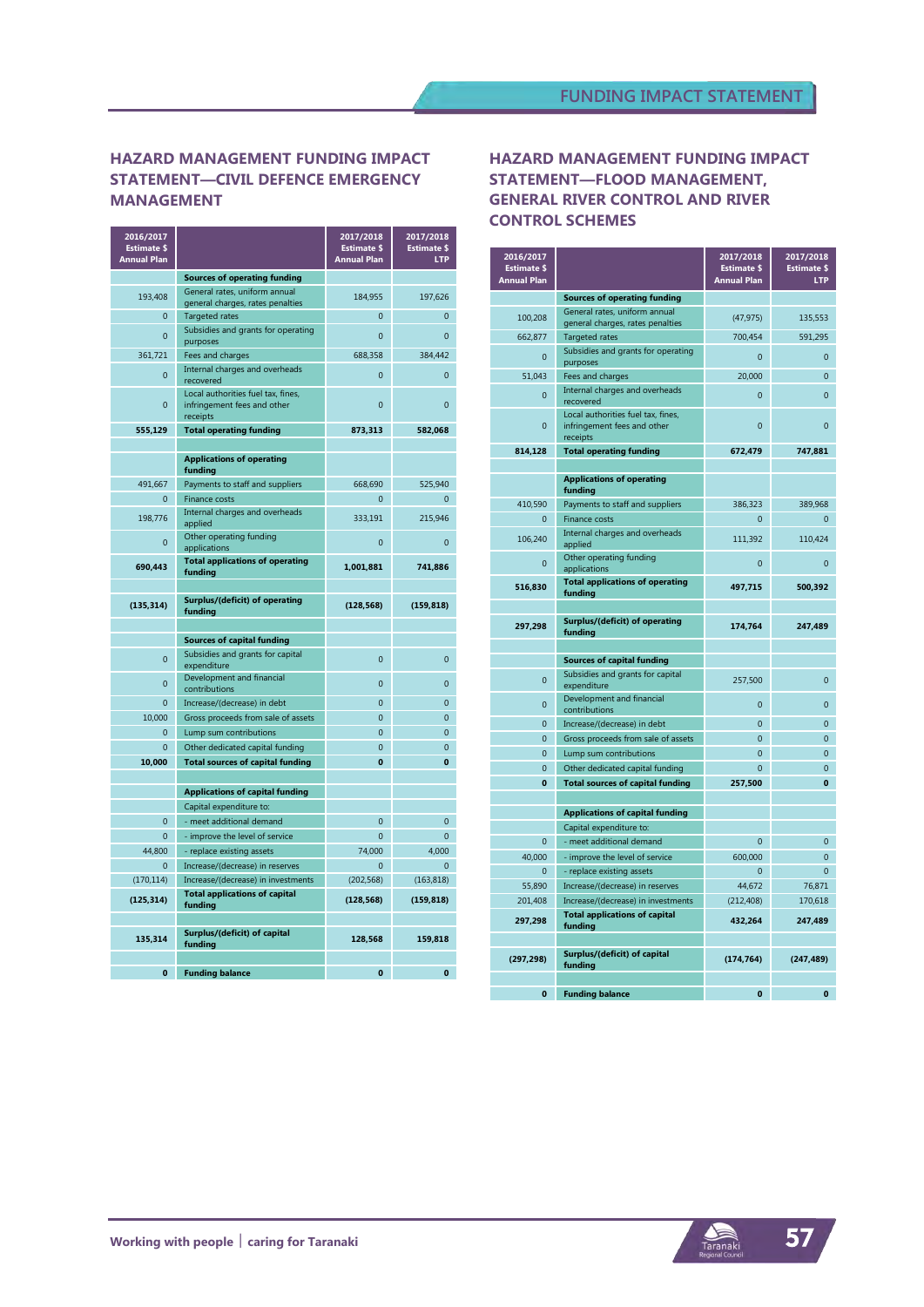## HAZARD MANAGEMENT FUNDING IMPACT STATEMENT—CIVIL DEFENCE EMERGENCY MANAGEMENT

| 2016/2017 Estimate $ Annual Plan | | 2017/2018 Estimate $ Annual Plan | 2017/2018 Estimate $ LTP |
|---|---|---|---|
| | **Sources of operating funding** | | |
| 193,408 | General rates, uniform annual general charges, rates penalties | 184,955 | 197,626 |
| 0 | Targeted rates | 0 | 0 |
| 0 | Subsidies and grants for operating purposes | 0 | 0 |
| 361,721 | Fees and charges | 688,358 | 384,442 |
| 0 | Internal charges and overheads recovered | 0 | 0 |
| 0 | Local authorities fuel tax, fines, infringement fees and other receipts | 0 | 0 |
| **555,129** | **Total operating funding** | **873,313** | **582,068** |
| | | | |
| | **Applications of operating funding** | | |
| 491,667 | Payments to staff and suppliers | 668,690 | 525,940 |
| 0 | Finance costs | 0 | 0 |
| 198,776 | Internal charges and overheads applied | 333,191 | 215,946 |
| 0 | Other operating funding applications | 0 | 0 |
| **690,443** | **Total applications of operating funding** | **1,001,881** | **741,886** |
| | | | |
| **(135,314)** | **Surplus/(deficit) of operating funding** | **(128,568)** | **(159,818)** |
| | | | |
| | **Sources of capital funding** | | |
| 0 | Subsidies and grants for capital expenditure | 0 | 0 |
| 0 | Development and financial contributions | 0 | 0 |
| 0 | Increase/(decrease) in debt | 0 | 0 |
| 10,000 | Gross proceeds from sale of assets | 0 | 0 |
| 0 | Lump sum contributions | 0 | 0 |
| 0 | Other dedicated capital funding | 0 | 0 |
| **10,000** | **Total sources of capital funding** | **0** | **0** |
| | | | |
| | **Applications of capital funding** | | |
| | Capital expenditure to: | | |
| 0 | - meet additional demand | 0 | 0 |
| 0 | - improve the level of service | 0 | 0 |
| 44,800 | - replace existing assets | 74,000 | 4,000 |
| 0 | Increase/(decrease) in reserves | 0 | 0 |
| (170,114) | Increase/(decrease) in investments | (202,568) | (163,818) |
| **(125,314)** | **Total applications of capital funding** | **(128,568)** | **(159,818)** |
| | | | |
| **135,314** | **Surplus/(deficit) of capital funding** | **128,568** | **159,818** |
| | | | |
| **0** | **Funding balance** | **0** | **0** |

## HAZARD MANAGEMENT FUNDING IMPACT STATEMENT—FLOOD MANAGEMENT, GENERAL RIVER CONTROL AND RIVER CONTROL SCHEMES

| 2016/2017 Estimate $ Annual Plan | | 2017/2018 Estimate $ Annual Plan | 2017/2018 Estimate $ LTP |
|---|---|---|---|
| | **Sources of operating funding** | | |
| 100,208 | General rates, uniform annual general charges, rates penalties | (47,975) | 135,553 |
| 662,877 | Targeted rates | 700,454 | 591,295 |
| 0 | Subsidies and grants for operating purposes | 0 | 0 |
| 51,043 | Fees and charges | 20,000 | 0 |
| 0 | Internal charges and overheads recovered | 0 | 0 |
| 0 | Local authorities fuel tax, fines, infringement fees and other receipts | 0 | 0 |
| **814,128** | **Total operating funding** | **672,479** | **747,881** |
| | | | |
| | **Applications of operating funding** | | |
| 410,590 | Payments to staff and suppliers | 386,323 | 389,968 |
| 0 | Finance costs | 0 | 0 |
| 106,240 | Internal charges and overheads applied | 111,392 | 110,424 |
| 0 | Other operating funding applications | 0 | 0 |
| **516,830** | **Total applications of operating funding** | **497,715** | **500,392** |
| | | | |
| **297,298** | **Surplus/(deficit) of operating funding** | **174,764** | **247,489** |
| | | | |
| | **Sources of capital funding** | | |
| 0 | Subsidies and grants for capital expenditure | 257,500 | 0 |
| 0 | Development and financial contributions | 0 | 0 |
| 0 | Increase/(decrease) in debt | 0 | 0 |
| 0 | Gross proceeds from sale of assets | 0 | 0 |
| 0 | Lump sum contributions | 0 | 0 |
| 0 | Other dedicated capital funding | 0 | 0 |
| **0** | **Total sources of capital funding** | **257,500** | **0** |
| | | | |
| | **Applications of capital funding** | | |
| | Capital expenditure to: | | |
| 0 | - meet additional demand | 0 | 0 |
| 40,000 | - improve the level of service | 600,000 | 0 |
| 0 | - replace existing assets | 0 | 0 |
| 55,890 | Increase/(decrease) in reserves | 44,672 | 76,871 |
| 201,408 | Increase/(decrease) in investments | (212,408) | 170,618 |
| **297,298** | **Total applications of capital funding** | **432,264** | **247,489** |
| | | | |
| **(297,298)** | **Surplus/(deficit) of capital funding** | **(174,764)** | **(247,489)** |
| | | | |
| **0** | **Funding balance** | **0** | **0** |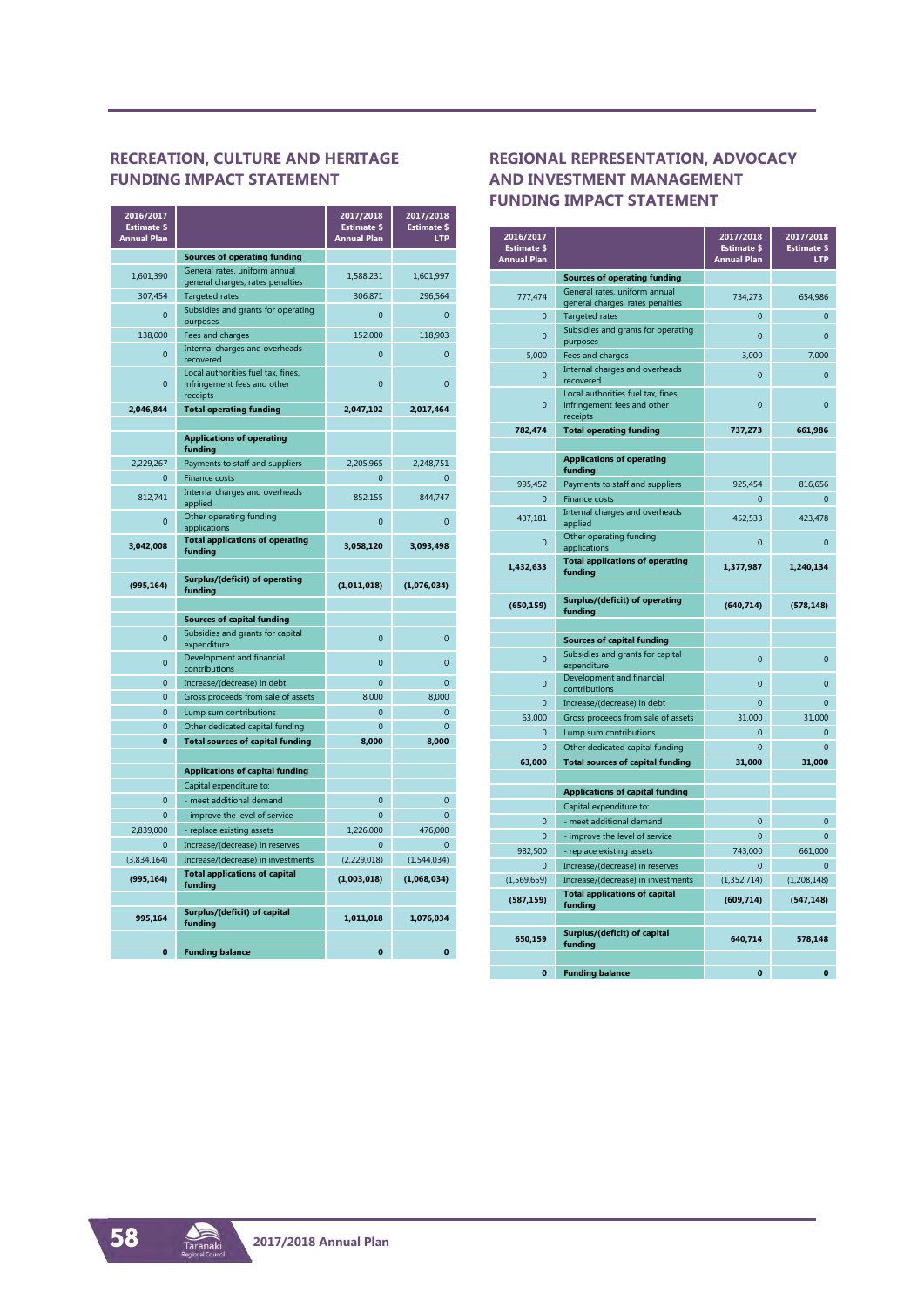## RECREATION, CULTURE AND HERITAGE FUNDING IMPACT STATEMENT

| 2016/2017 Estimate $ Annual Plan | | 2017/2018 Estimate $ Annual Plan | 2017/2018 Estimate $ LTP |
|---|---|---|---|
| | **Sources of operating funding** | | |
| 1,601,390 | General rates, uniform annual general charges, rates penalties | 1,588,231 | 1,601,997 |
| 307,454 | Targeted rates | 306,871 | 296,564 |
| 0 | Subsidies and grants for operating purposes | 0 | 0 |
| 138,000 | Fees and charges | 152,000 | 118,903 |
| 0 | Internal charges and overheads recovered | 0 | 0 |
| 0 | Local authorities fuel tax, fines, infringement fees and other receipts | 0 | 0 |
| **2,046,844** | **Total operating funding** | **2,047,102** | **2,017,464** |
| | | | |
| | **Applications of operating funding** | | |
| 2,229,267 | Payments to staff and suppliers | 2,205,965 | 2,248,751 |
| 0 | Finance costs | 0 | 0 |
| 812,741 | Internal charges and overheads applied | 852,155 | 844,747 |
| 0 | Other operating funding applications | 0 | 0 |
| **3,042,008** | **Total applications of operating funding** | **3,058,120** | **3,093,498** |
| | | | |
| **(995,164)** | **Surplus/(deficit) of operating funding** | **(1,011,018)** | **(1,076,034)** |
| | | | |
| | **Sources of capital funding** | | |
| 0 | Subsidies and grants for capital expenditure | 0 | 0 |
| 0 | Development and financial contributions | 0 | 0 |
| 0 | Increase/(decrease) in debt | 0 | 0 |
| 0 | Gross proceeds from sale of assets | 8,000 | 8,000 |
| 0 | Lump sum contributions | 0 | 0 |
| 0 | Other dedicated capital funding | 0 | 0 |
| **0** | **Total sources of capital funding** | **8,000** | **8,000** |
| | | | |
| | **Applications of capital funding** | | |
| | Capital expenditure to: | | |
| 0 | - meet additional demand | 0 | 0 |
| 0 | - improve the level of service | 0 | 0 |
| 2,839,000 | - replace existing assets | 1,226,000 | 476,000 |
| 0 | Increase/(decrease) in reserves | 0 | 0 |
| (3,834,164) | Increase/(decrease) in investments | (2,229,018) | (1,544,034) |
| **(995,164)** | **Total applications of capital funding** | **(1,003,018)** | **(1,068,034)** |
| | | | |
| **995,164** | **Surplus/(deficit) of capital funding** | **1,011,018** | **1,076,034** |
| | | | |
| **0** | **Funding balance** | **0** | **0** |

## REGIONAL REPRESENTATION, ADVOCACY AND INVESTMENT MANAGEMENT FUNDING IMPACT STATEMENT

| 2016/2017 Estimate $ Annual Plan | | 2017/2018 Estimate $ Annual Plan | 2017/2018 Estimate $ LTP |
|---|---|---|---|
| | **Sources of operating funding** | | |
| 777,474 | General rates, uniform annual general charges, rates penalties | 734,273 | 654,986 |
| 0 | Targeted rates | 0 | 0 |
| 0 | Subsidies and grants for operating purposes | 0 | 0 |
| 5,000 | Fees and charges | 3,000 | 7,000 |
| 0 | Internal charges and overheads recovered | 0 | 0 |
| 0 | Local authorities fuel tax, fines, infringement fees and other receipts | 0 | 0 |
| **782,474** | **Total operating funding** | **737,273** | **661,986** |
| | | | |
| | **Applications of operating funding** | | |
| 995,452 | Payments to staff and suppliers | 925,454 | 816,656 |
| 0 | Finance costs | 0 | 0 |
| 437,181 | Internal charges and overheads applied | 452,533 | 423,478 |
| 0 | Other operating funding applications | 0 | 0 |
| **1,432,633** | **Total applications of operating funding** | **1,377,987** | **1,240,134** |
| | | | |
| **(650,159)** | **Surplus/(deficit) of operating funding** | **(640,714)** | **(578,148)** |
| | | | |
| | **Sources of capital funding** | | |
| 0 | Subsidies and grants for capital expenditure | 0 | 0 |
| 0 | Development and financial contributions | 0 | 0 |
| 0 | Increase/(decrease) in debt | 0 | 0 |
| 63,000 | Gross proceeds from sale of assets | 31,000 | 31,000 |
| 0 | Lump sum contributions | 0 | 0 |
| 0 | Other dedicated capital funding | 0 | 0 |
| **63,000** | **Total sources of capital funding** | **31,000** | **31,000** |
| | | | |
| | **Applications of capital funding** | | |
| | Capital expenditure to: | | |
| 0 | - meet additional demand | 0 | 0 |
| 0 | - improve the level of service | 0 | 0 |
| 982,500 | - replace existing assets | 743,000 | 661,000 |
| 0 | Increase/(decrease) in reserves | 0 | 0 |
| (1,569,659) | Increase/(decrease) in investments | (1,352,714) | (1,208,148) |
| **(587,159)** | **Total applications of capital funding** | **(609,714)** | **(547,148)** |
| | | | |
| **650,159** | **Surplus/(deficit) of capital funding** | **640,714** | **578,148** |
| | | | |
| **0** | **Funding balance** | **0** | **0** |